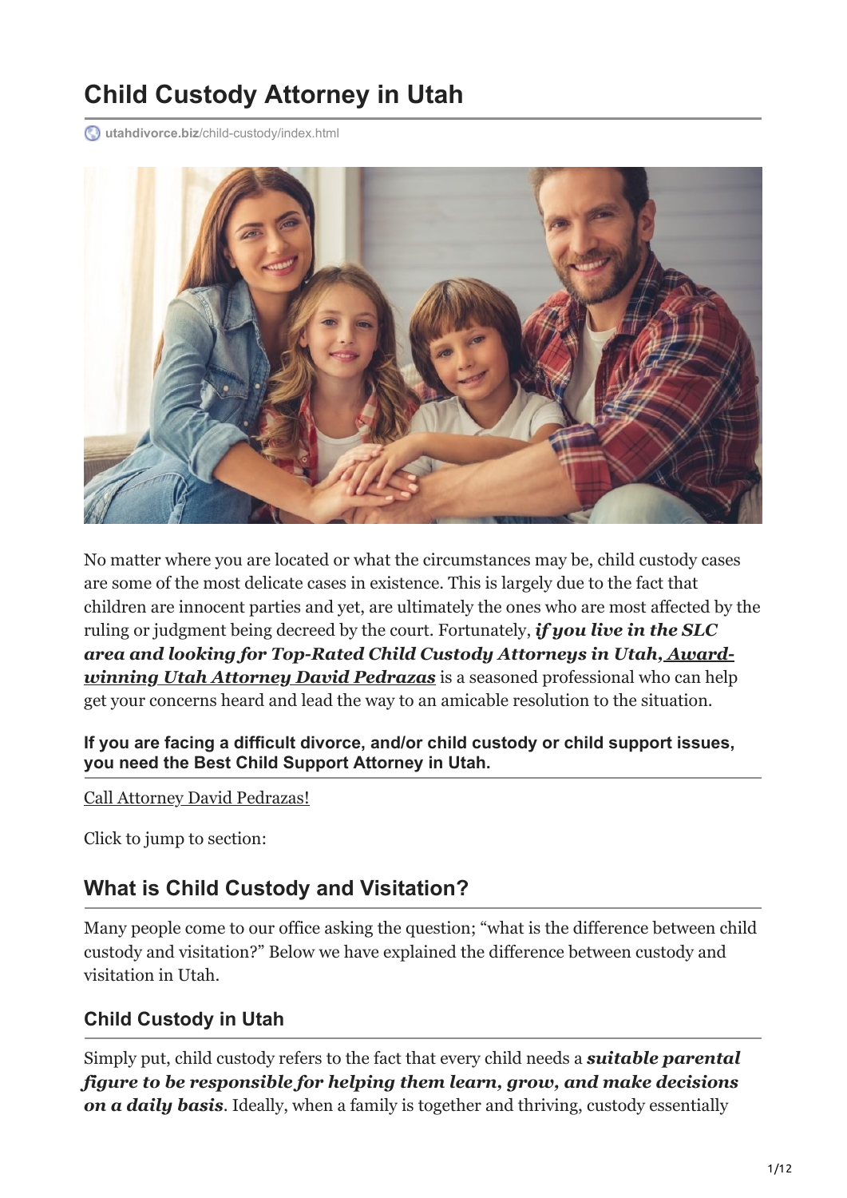# Child Custody Attorney in Utah

utahdivorce.biz/child-custody/index.html

No matter where you are located or what the circumstances may be, child custody cases are some of the most delicate cases in existence. This is largely due to the fact that children are innocent parties and yet, are ultimately the ones who are most affected by the ruling or judgment being decreed by the court. Fortunately, ***if you live in the SLC area and looking for Top-Rated Child Custody Attorneys in Utah, Award-winning Utah Attorney David Pedrazas*** is a seasoned professional who can help get your concerns heard and lead the way to an amicable resolution to the situation.

**If you are facing a difficult divorce, and/or child custody or child support issues, you need the Best Child Support Attorney in Utah.**

Call Attorney David Pedrazas!

Click to jump to section:

## What is Child Custody and Visitation?

Many people come to our office asking the question; "what is the difference between child custody and visitation?" Below we have explained the difference between custody and visitation in Utah.

### Child Custody in Utah

Simply put, child custody refers to the fact that every child needs a ***suitable parental figure to be responsible for helping them learn, grow, and make decisions on a daily basis***. Ideally, when a family is together and thriving, custody essentially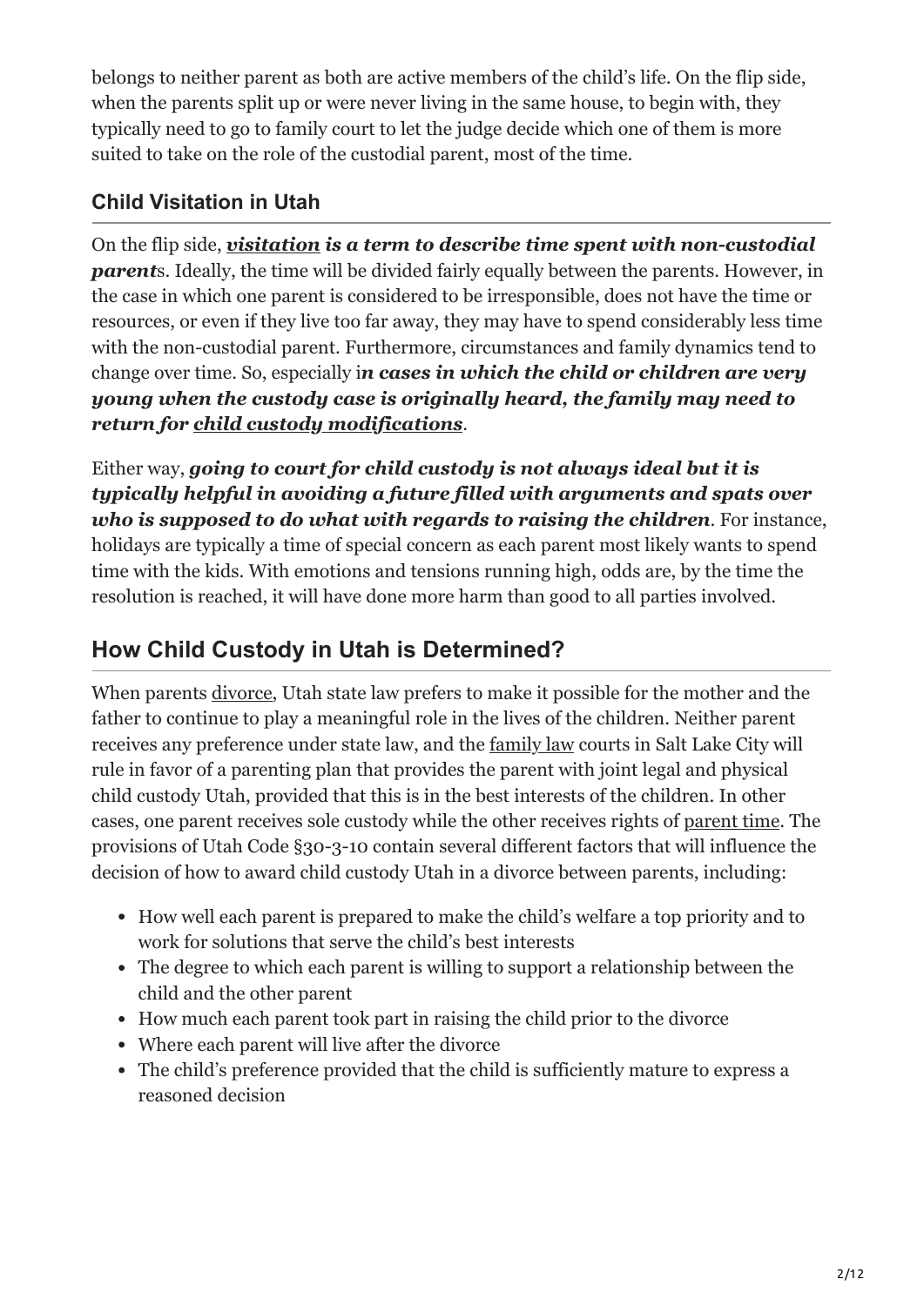belongs to neither parent as both are active members of the child's life. On the flip side, when the parents split up or were never living in the same house, to begin with, they typically need to go to family court to let the judge decide which one of them is more suited to take on the role of the custodial parent, most of the time.

### Child Visitation in Utah

On the flip side, ***visitation is a term to describe time spent with non-custodial parent***s. Ideally, the time will be divided fairly equally between the parents. However, in the case in which one parent is considered to be irresponsible, does not have the time or resources, or even if they live too far away, they may have to spend considerably less time with the non-custodial parent. Furthermore, circumstances and family dynamics tend to change over time. So, especially i***n cases in which the child or children are very young when the custody case is originally heard, the family may need to return for child custody modifications***.

Either way, ***going to court for child custody is not always ideal but it is typically helpful in avoiding a future filled with arguments and spats over who is supposed to do what with regards to raising the children***. For instance, holidays are typically a time of special concern as each parent most likely wants to spend time with the kids. With emotions and tensions running high, odds are, by the time the resolution is reached, it will have done more harm than good to all parties involved.

## How Child Custody in Utah is Determined?

When parents divorce, Utah state law prefers to make it possible for the mother and the father to continue to play a meaningful role in the lives of the children. Neither parent receives any preference under state law, and the family law courts in Salt Lake City will rule in favor of a parenting plan that provides the parent with joint legal and physical child custody Utah, provided that this is in the best interests of the children. In other cases, one parent receives sole custody while the other receives rights of parent time. The provisions of Utah Code §30-3-10 contain several different factors that will influence the decision of how to award child custody Utah in a divorce between parents, including:

- How well each parent is prepared to make the child's welfare a top priority and to work for solutions that serve the child's best interests
- The degree to which each parent is willing to support a relationship between the child and the other parent
- How much each parent took part in raising the child prior to the divorce
- Where each parent will live after the divorce
- The child's preference provided that the child is sufficiently mature to express a reasoned decision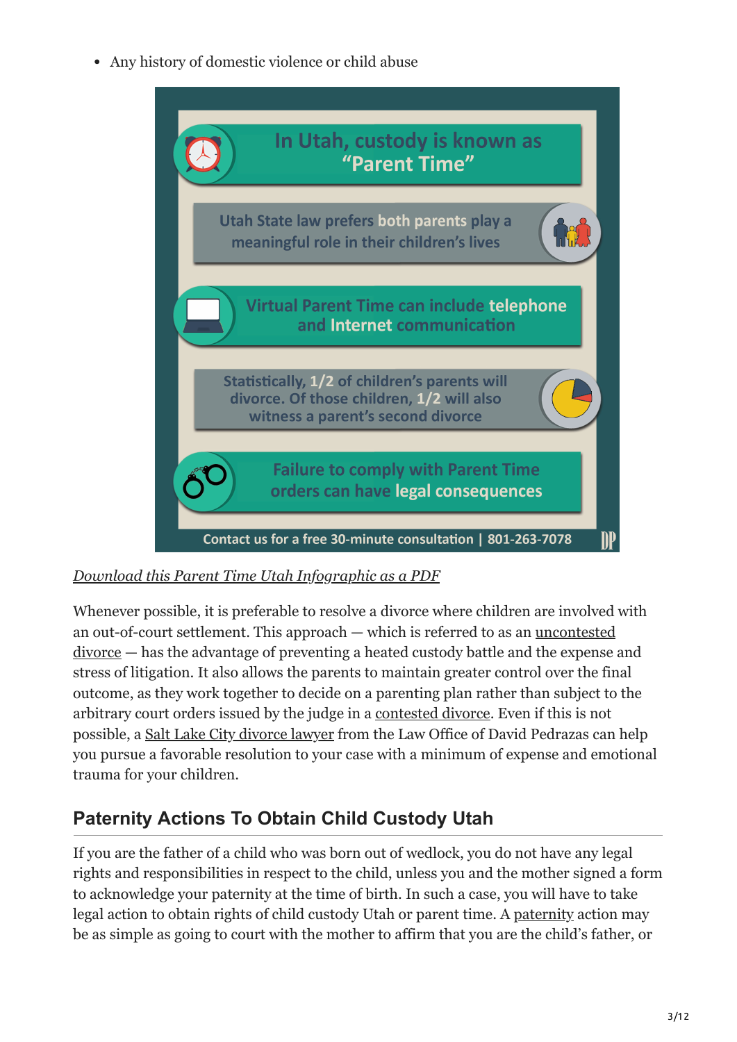- Any history of domestic violence or child abuse

In Utah, custody is known as "Parent Time"

Utah State law prefers both parents play a meaningful role in their children's lives

Virtual Parent Time can include telephone and Internet communication

Statistically, 1/2 of children's parents will divorce. Of those children, 1/2 will also witness a parent's second divorce

Failure to comply with Parent Time orders can have legal consequences

Contact us for a free 30-minute consultation | 801-263-7078

*Download this Parent Time Utah Infographic as a PDF*

Whenever possible, it is preferable to resolve a divorce where children are involved with an out-of-court settlement. This approach — which is referred to as an uncontested divorce — has the advantage of preventing a heated custody battle and the expense and stress of litigation. It also allows the parents to maintain greater control over the final outcome, as they work together to decide on a parenting plan rather than subject to the arbitrary court orders issued by the judge in a contested divorce. Even if this is not possible, a Salt Lake City divorce lawyer from the Law Office of David Pedrazas can help you pursue a favorable resolution to your case with a minimum of expense and emotional trauma for your children.

## Paternity Actions To Obtain Child Custody Utah

If you are the father of a child who was born out of wedlock, you do not have any legal rights and responsibilities in respect to the child, unless you and the mother signed a form to acknowledge your paternity at the time of birth. In such a case, you will have to take legal action to obtain rights of child custody Utah or parent time. A paternity action may be as simple as going to court with the mother to affirm that you are the child's father, or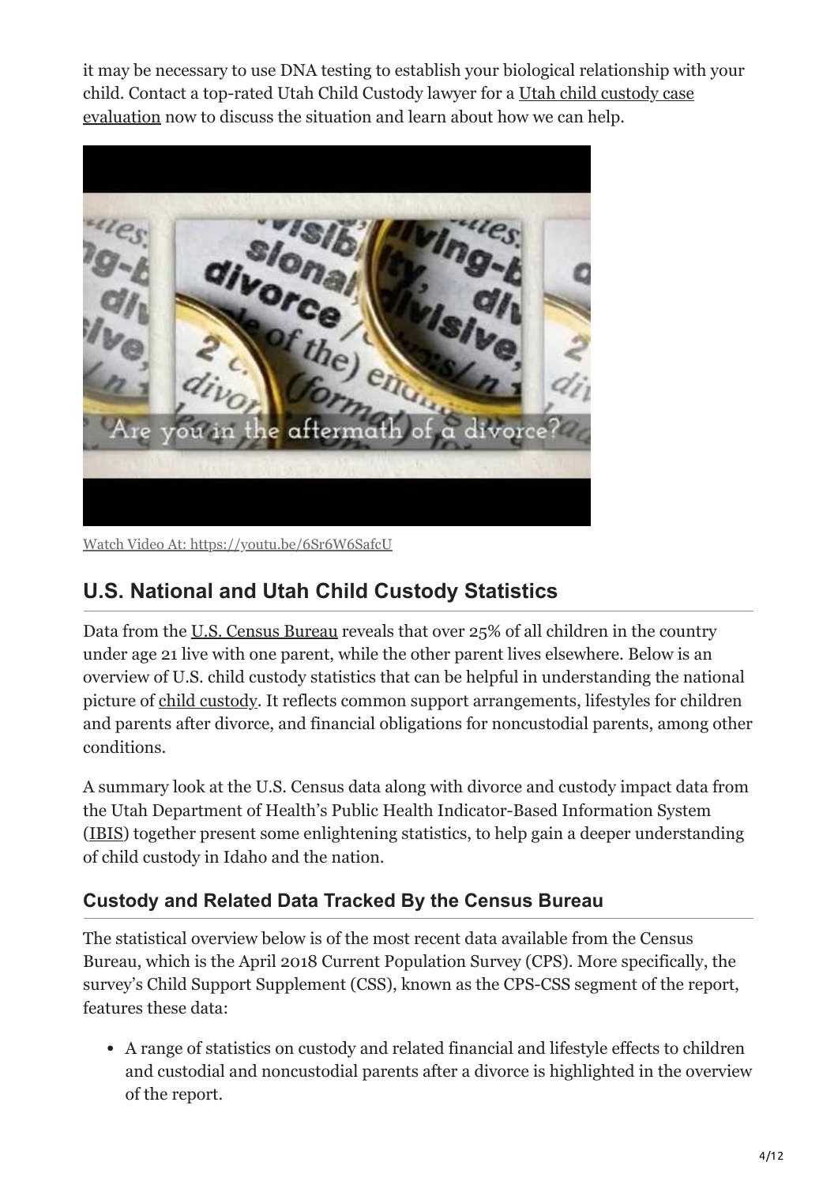it may be necessary to use DNA testing to establish your biological relationship with your child. Contact a top-rated Utah Child Custody lawyer for a Utah child custody case evaluation now to discuss the situation and learn about how we can help.

Watch Video At: https://youtu.be/6Sr6W6SafcU

## U.S. National and Utah Child Custody Statistics

Data from the U.S. Census Bureau reveals that over 25% of all children in the country under age 21 live with one parent, while the other parent lives elsewhere. Below is an overview of U.S. child custody statistics that can be helpful in understanding the national picture of child custody. It reflects common support arrangements, lifestyles for children and parents after divorce, and financial obligations for noncustodial parents, among other conditions.

A summary look at the U.S. Census data along with divorce and custody impact data from the Utah Department of Health's Public Health Indicator-Based Information System (IBIS) together present some enlightening statistics, to help gain a deeper understanding of child custody in Idaho and the nation.

### Custody and Related Data Tracked By the Census Bureau

The statistical overview below is of the most recent data available from the Census Bureau, which is the April 2018 Current Population Survey (CPS). More specifically, the survey's Child Support Supplement (CSS), known as the CPS-CSS segment of the report, features these data:

- A range of statistics on custody and related financial and lifestyle effects to children and custodial and noncustodial parents after a divorce is highlighted in the overview of the report.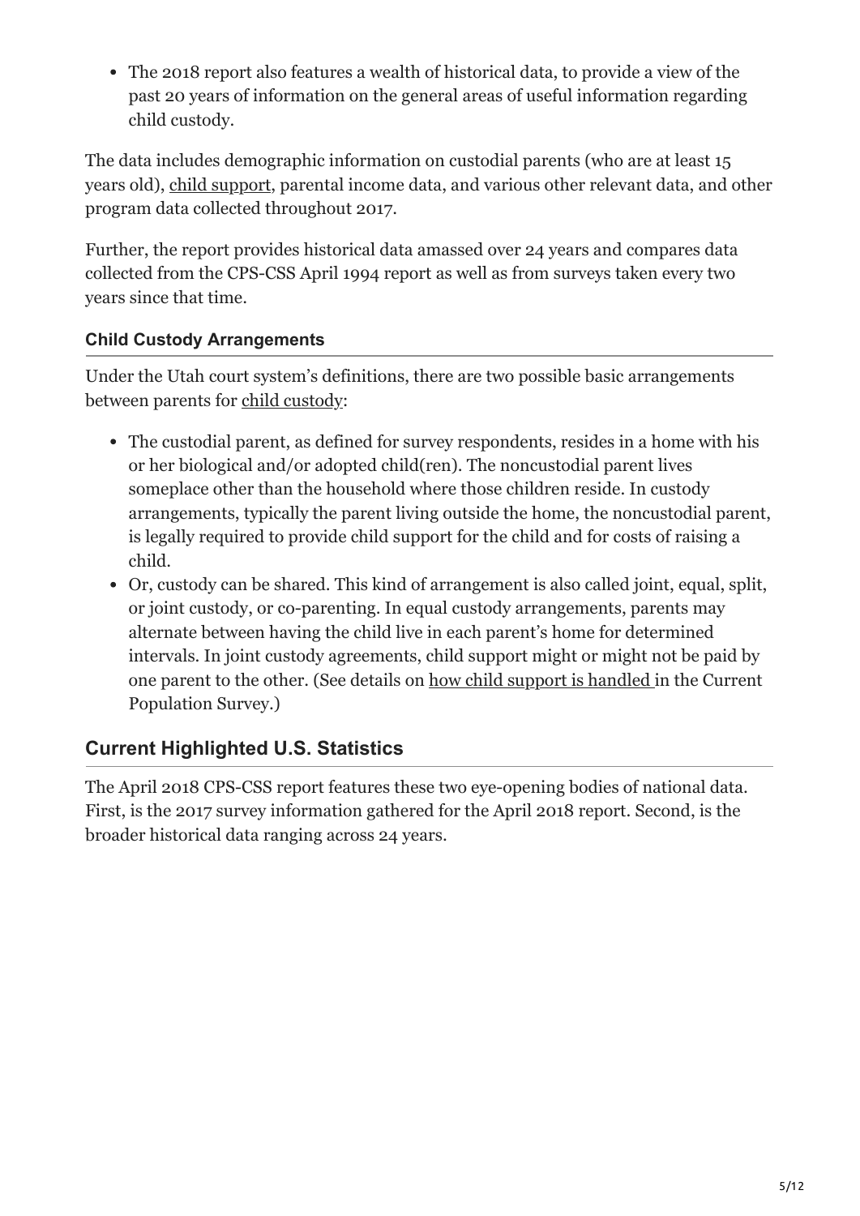- The 2018 report also features a wealth of historical data, to provide a view of the past 20 years of information on the general areas of useful information regarding child custody.

The data includes demographic information on custodial parents (who are at least 15 years old), child support, parental income data, and various other relevant data, and other program data collected throughout 2017.

Further, the report provides historical data amassed over 24 years and compares data collected from the CPS-CSS April 1994 report as well as from surveys taken every two years since that time.

### Child Custody Arrangements

Under the Utah court system's definitions, there are two possible basic arrangements between parents for child custody:

- The custodial parent, as defined for survey respondents, resides in a home with his or her biological and/or adopted child(ren). The noncustodial parent lives someplace other than the household where those children reside. In custody arrangements, typically the parent living outside the home, the noncustodial parent, is legally required to provide child support for the child and for costs of raising a child.
- Or, custody can be shared. This kind of arrangement is also called joint, equal, split, or joint custody, or co-parenting. In equal custody arrangements, parents may alternate between having the child live in each parent's home for determined intervals. In joint custody agreements, child support might or might not be paid by one parent to the other. (See details on how child support is handled in the Current Population Survey.)

## Current Highlighted U.S. Statistics

The April 2018 CPS-CSS report features these two eye-opening bodies of national data. First, is the 2017 survey information gathered for the April 2018 report. Second, is the broader historical data ranging across 24 years.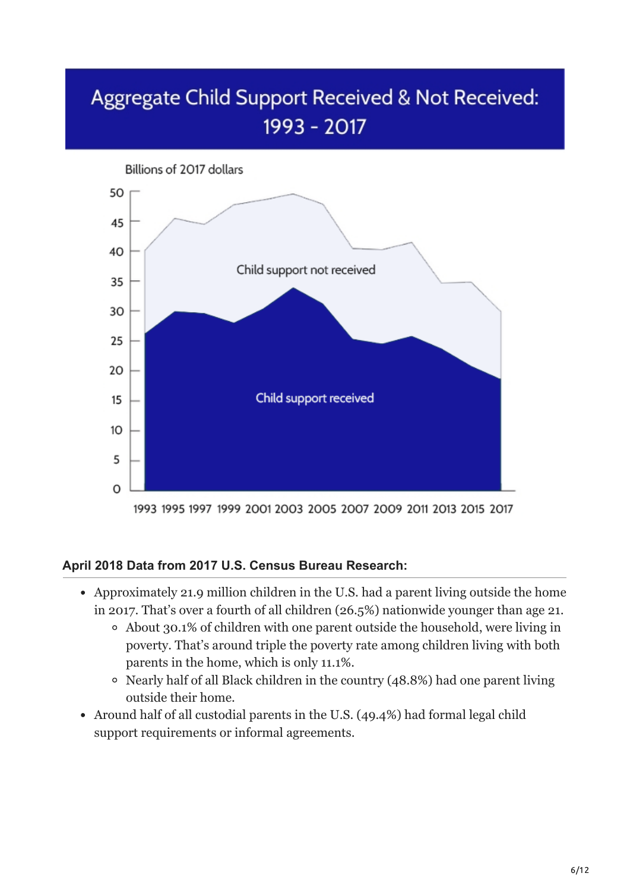## Aggregate Child Support Received & Not Received: 1993 - 2017

Billions of 2017 dollars

Child support not received

Child support received

1993 1995 1997 1999 2001 2003 2005 2007 2009 2011 2013 2015 2017

### April 2018 Data from 2017 U.S. Census Bureau Research:

- Approximately 21.9 million children in the U.S. had a parent living outside the home in 2017. That's over a fourth of all children (26.5%) nationwide younger than age 21.
  - About 30.1% of children with one parent outside the household, were living in poverty. That's around triple the poverty rate among children living with both parents in the home, which is only 11.1%.
  - Nearly half of all Black children in the country (48.8%) had one parent living outside their home.
- Around half of all custodial parents in the U.S. (49.4%) had formal legal child support requirements or informal agreements.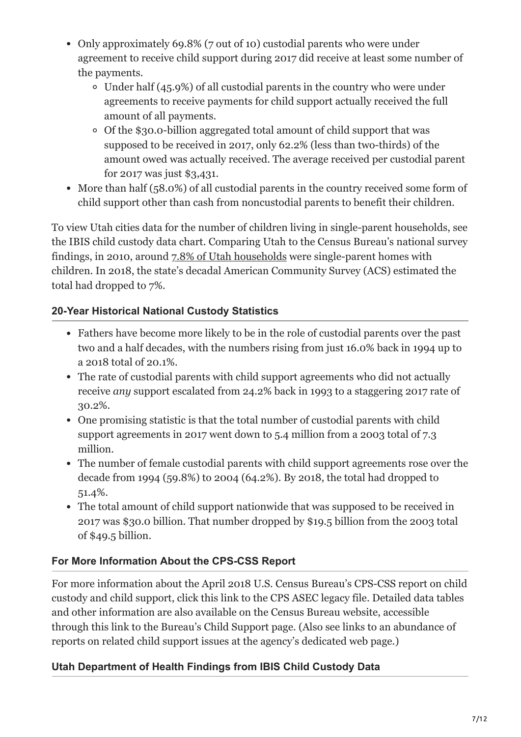- Only approximately 69.8% (7 out of 10) custodial parents who were under agreement to receive child support during 2017 did receive at least some number of the payments.
  - Under half (45.9%) of all custodial parents in the country who were under agreements to receive payments for child support actually received the full amount of all payments.
  - Of the $30.0-billion aggregated total amount of child support that was supposed to be received in 2017, only 62.2% (less than two-thirds) of the amount owed was actually received. The average received per custodial parent for 2017 was just $3,431.
- More than half (58.0%) of all custodial parents in the country received some form of child support other than cash from noncustodial parents to benefit their children.

To view Utah cities data for the number of children living in single-parent households, see the IBIS child custody data chart. Comparing Utah to the Census Bureau's national survey findings, in 2010, around 7.8% of Utah households were single-parent homes with children. In 2018, the state's decadal American Community Survey (ACS) estimated the total had dropped to 7%.

### 20-Year Historical National Custody Statistics

- Fathers have become more likely to be in the role of custodial parents over the past two and a half decades, with the numbers rising from just 16.0% back in 1994 up to a 2018 total of 20.1%.
- The rate of custodial parents with child support agreements who did not actually receive *any* support escalated from 24.2% back in 1993 to a staggering 2017 rate of 30.2%.
- One promising statistic is that the total number of custodial parents with child support agreements in 2017 went down to 5.4 million from a 2003 total of 7.3 million.
- The number of female custodial parents with child support agreements rose over the decade from 1994 (59.8%) to 2004 (64.2%). By 2018, the total had dropped to 51.4%.
- The total amount of child support nationwide that was supposed to be received in 2017 was $30.0 billion. That number dropped by $19.5 billion from the 2003 total of $49.5 billion.

### For More Information About the CPS-CSS Report

For more information about the April 2018 U.S. Census Bureau's CPS-CSS report on child custody and child support, click this link to the CPS ASEC legacy file. Detailed data tables and other information are also available on the Census Bureau website, accessible through this link to the Bureau's Child Support page. (Also see links to an abundance of reports on related child support issues at the agency's dedicated web page.)

### Utah Department of Health Findings from IBIS Child Custody Data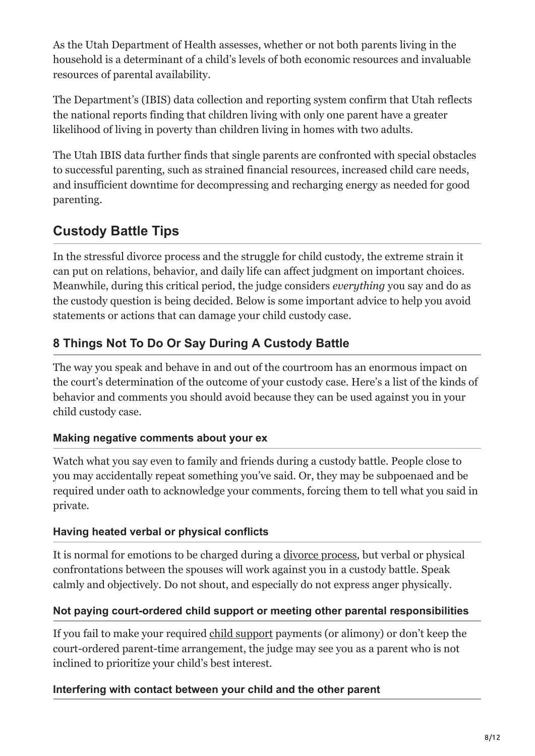As the Utah Department of Health assesses, whether or not both parents living in the household is a determinant of a child's levels of both economic resources and invaluable resources of parental availability.

The Department's (IBIS) data collection and reporting system confirm that Utah reflects the national reports finding that children living with only one parent have a greater likelihood of living in poverty than children living in homes with two adults.

The Utah IBIS data further finds that single parents are confronted with special obstacles to successful parenting, such as strained financial resources, increased child care needs, and insufficient downtime for decompressing and recharging energy as needed for good parenting.

## Custody Battle Tips

In the stressful divorce process and the struggle for child custody, the extreme strain it can put on relations, behavior, and daily life can affect judgment on important choices. Meanwhile, during this critical period, the judge considers *everything* you say and do as the custody question is being decided. Below is some important advice to help you avoid statements or actions that can damage your child custody case.

### 8 Things Not To Do Or Say During A Custody Battle

The way you speak and behave in and out of the courtroom has an enormous impact on the court's determination of the outcome of your custody case. Here's a list of the kinds of behavior and comments you should avoid because they can be used against you in your child custody case.

#### Making negative comments about your ex

Watch what you say even to family and friends during a custody battle. People close to you may accidentally repeat something you've said. Or, they may be subpoenaed and be required under oath to acknowledge your comments, forcing them to tell what you said in private.

#### Having heated verbal or physical conflicts

It is normal for emotions to be charged during a divorce process, but verbal or physical confrontations between the spouses will work against you in a custody battle. Speak calmly and objectively. Do not shout, and especially do not express anger physically.

#### Not paying court-ordered child support or meeting other parental responsibilities

If you fail to make your required child support payments (or alimony) or don't keep the court-ordered parent-time arrangement, the judge may see you as a parent who is not inclined to prioritize your child's best interest.

#### Interfering with contact between your child and the other parent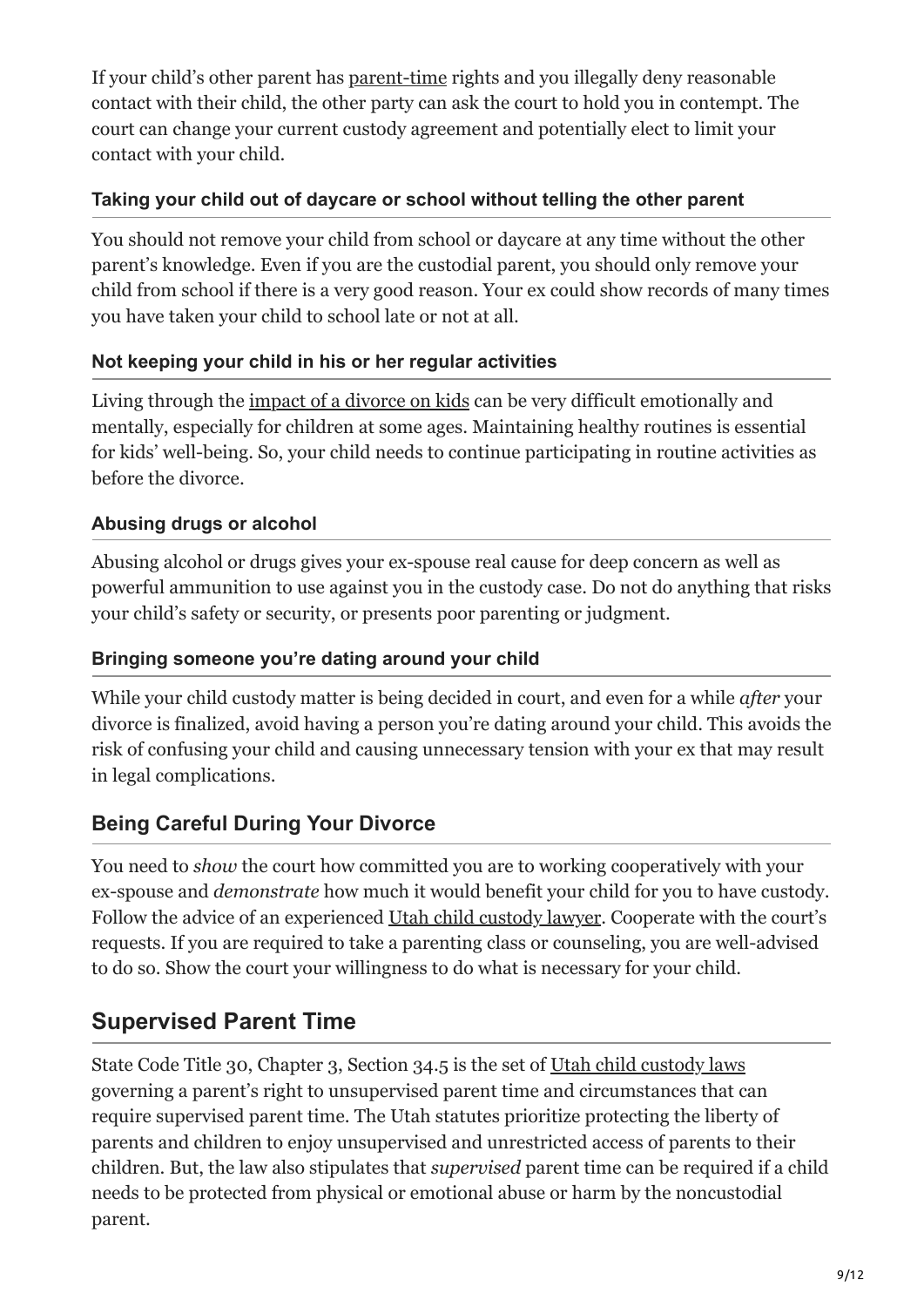If your child's other parent has parent-time rights and you illegally deny reasonable contact with their child, the other party can ask the court to hold you in contempt. The court can change your current custody agreement and potentially elect to limit your contact with your child.

### Taking your child out of daycare or school without telling the other parent

You should not remove your child from school or daycare at any time without the other parent's knowledge. Even if you are the custodial parent, you should only remove your child from school if there is a very good reason. Your ex could show records of many times you have taken your child to school late or not at all.

### Not keeping your child in his or her regular activities

Living through the impact of a divorce on kids can be very difficult emotionally and mentally, especially for children at some ages. Maintaining healthy routines is essential for kids' well-being. So, your child needs to continue participating in routine activities as before the divorce.

### Abusing drugs or alcohol

Abusing alcohol or drugs gives your ex-spouse real cause for deep concern as well as powerful ammunition to use against you in the custody case. Do not do anything that risks your child's safety or security, or presents poor parenting or judgment.

### Bringing someone you're dating around your child

While your child custody matter is being decided in court, and even for a while *after* your divorce is finalized, avoid having a person you're dating around your child. This avoids the risk of confusing your child and causing unnecessary tension with your ex that may result in legal complications.

## Being Careful During Your Divorce

You need to *show* the court how committed you are to working cooperatively with your ex-spouse and *demonstrate* how much it would benefit your child for you to have custody. Follow the advice of an experienced Utah child custody lawyer. Cooperate with the court's requests. If you are required to take a parenting class or counseling, you are well-advised to do so. Show the court your willingness to do what is necessary for your child.

## Supervised Parent Time

State Code Title 30, Chapter 3, Section 34.5 is the set of Utah child custody laws governing a parent's right to unsupervised parent time and circumstances that can require supervised parent time. The Utah statutes prioritize protecting the liberty of parents and children to enjoy unsupervised and unrestricted access of parents to their children. But, the law also stipulates that *supervised* parent time can be required if a child needs to be protected from physical or emotional abuse or harm by the noncustodial parent.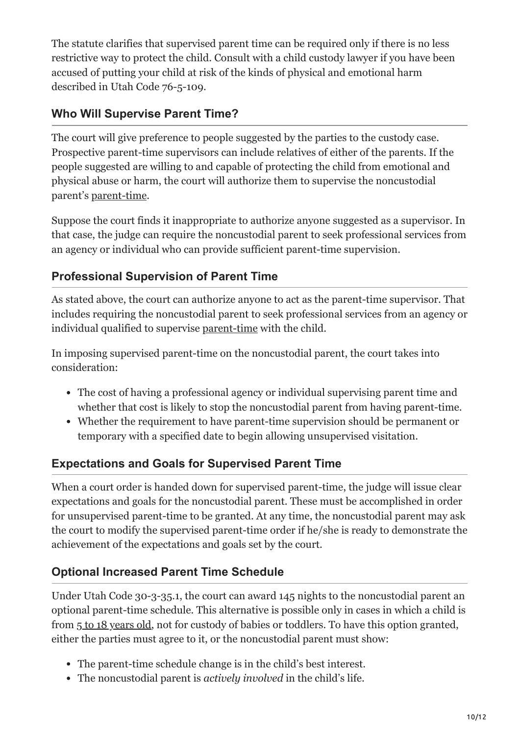The statute clarifies that supervised parent time can be required only if there is no less restrictive way to protect the child. Consult with a child custody lawyer if you have been accused of putting your child at risk of the kinds of physical and emotional harm described in Utah Code 76-5-109.

### Who Will Supervise Parent Time?

The court will give preference to people suggested by the parties to the custody case. Prospective parent-time supervisors can include relatives of either of the parents. If the people suggested are willing to and capable of protecting the child from emotional and physical abuse or harm, the court will authorize them to supervise the noncustodial parent's parent-time.

Suppose the court finds it inappropriate to authorize anyone suggested as a supervisor. In that case, the judge can require the noncustodial parent to seek professional services from an agency or individual who can provide sufficient parent-time supervision.

### Professional Supervision of Parent Time

As stated above, the court can authorize anyone to act as the parent-time supervisor. That includes requiring the noncustodial parent to seek professional services from an agency or individual qualified to supervise parent-time with the child.

In imposing supervised parent-time on the noncustodial parent, the court takes into consideration:

- The cost of having a professional agency or individual supervising parent time and whether that cost is likely to stop the noncustodial parent from having parent-time.
- Whether the requirement to have parent-time supervision should be permanent or temporary with a specified date to begin allowing unsupervised visitation.

### Expectations and Goals for Supervised Parent Time

When a court order is handed down for supervised parent-time, the judge will issue clear expectations and goals for the noncustodial parent. These must be accomplished in order for unsupervised parent-time to be granted. At any time, the noncustodial parent may ask the court to modify the supervised parent-time order if he/she is ready to demonstrate the achievement of the expectations and goals set by the court.

### Optional Increased Parent Time Schedule

Under Utah Code 30-3-35.1, the court can award 145 nights to the noncustodial parent an optional parent-time schedule. This alternative is possible only in cases in which a child is from 5 to 18 years old, not for custody of babies or toddlers. To have this option granted, either the parties must agree to it, or the noncustodial parent must show:

- The parent-time schedule change is in the child's best interest.
- The noncustodial parent is *actively involved* in the child's life.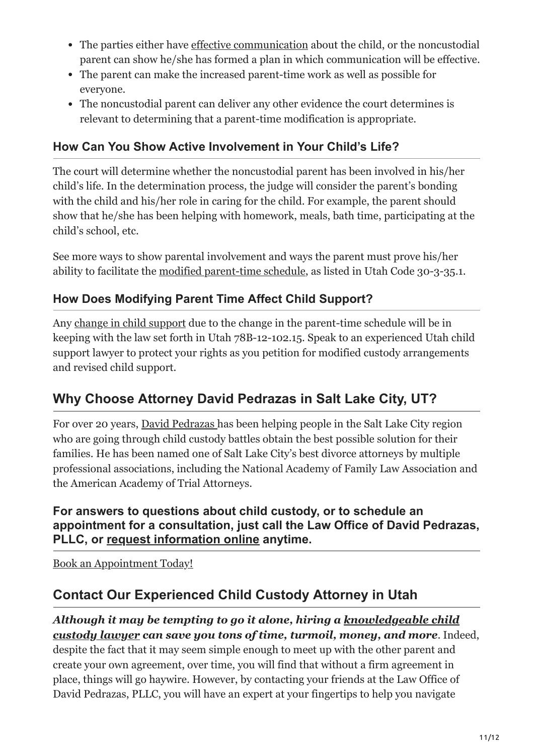- The parties either have effective communication about the child, or the noncustodial parent can show he/she has formed a plan in which communication will be effective.
- The parent can make the increased parent-time work as well as possible for everyone.
- The noncustodial parent can deliver any other evidence the court determines is relevant to determining that a parent-time modification is appropriate.

### How Can You Show Active Involvement in Your Child's Life?

The court will determine whether the noncustodial parent has been involved in his/her child's life. In the determination process, the judge will consider the parent's bonding with the child and his/her role in caring for the child. For example, the parent should show that he/she has been helping with homework, meals, bath time, participating at the child's school, etc.

See more ways to show parental involvement and ways the parent must prove his/her ability to facilitate the modified parent-time schedule, as listed in Utah Code 30-3-35.1.

### How Does Modifying Parent Time Affect Child Support?

Any change in child support due to the change in the parent-time schedule will be in keeping with the law set forth in Utah 78B-12-102.15. Speak to an experienced Utah child support lawyer to protect your rights as you petition for modified custody arrangements and revised child support.

## Why Choose Attorney David Pedrazas in Salt Lake City, UT?

For over 20 years, David Pedrazas has been helping people in the Salt Lake City region who are going through child custody battles obtain the best possible solution for their families. He has been named one of Salt Lake City's best divorce attorneys by multiple professional associations, including the National Academy of Family Law Association and the American Academy of Trial Attorneys.

**For answers to questions about child custody, or to schedule an appointment for a consultation, just call the Law Office of David Pedrazas, PLLC, or request information online anytime.**

Book an Appointment Today!

## Contact Our Experienced Child Custody Attorney in Utah

***Although it may be tempting to go it alone, hiring a knowledgeable child custody lawyer can save you tons of time, turmoil, money, and more***. Indeed, despite the fact that it may seem simple enough to meet up with the other parent and create your own agreement, over time, you will find that without a firm agreement in place, things will go haywire. However, by contacting your friends at the Law Office of David Pedrazas, PLLC, you will have an expert at your fingertips to help you navigate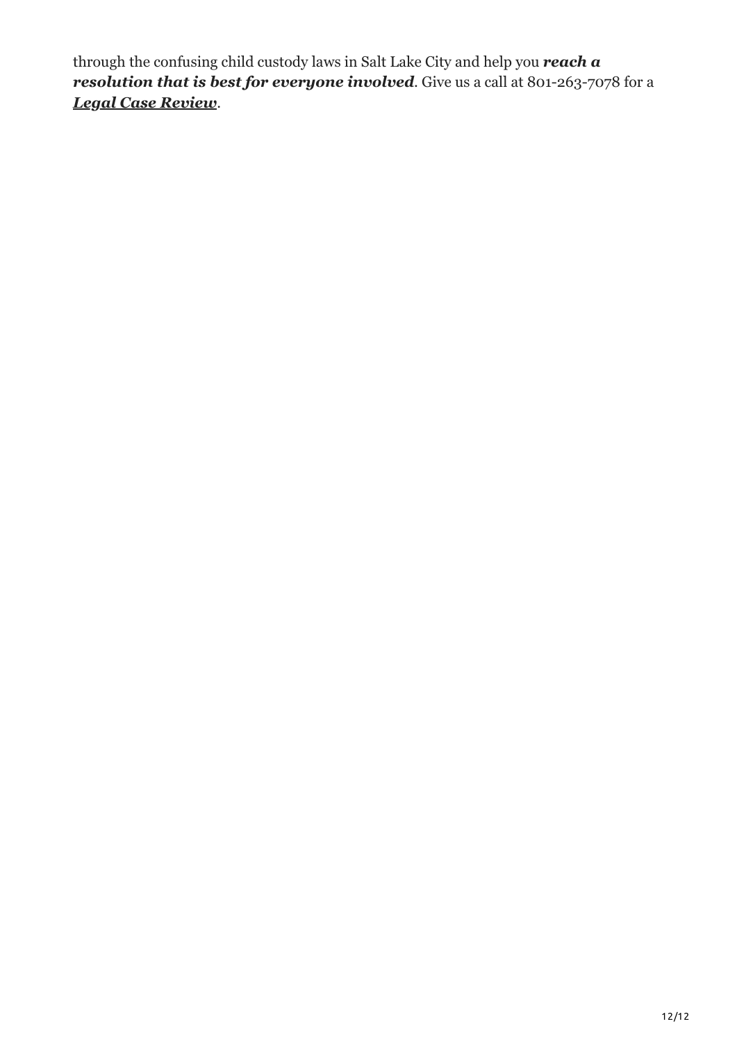through the confusing child custody laws in Salt Lake City and help you ***reach a resolution that is best for everyone involved***. Give us a call at 801-263-7078 for a ***Legal Case Review***.